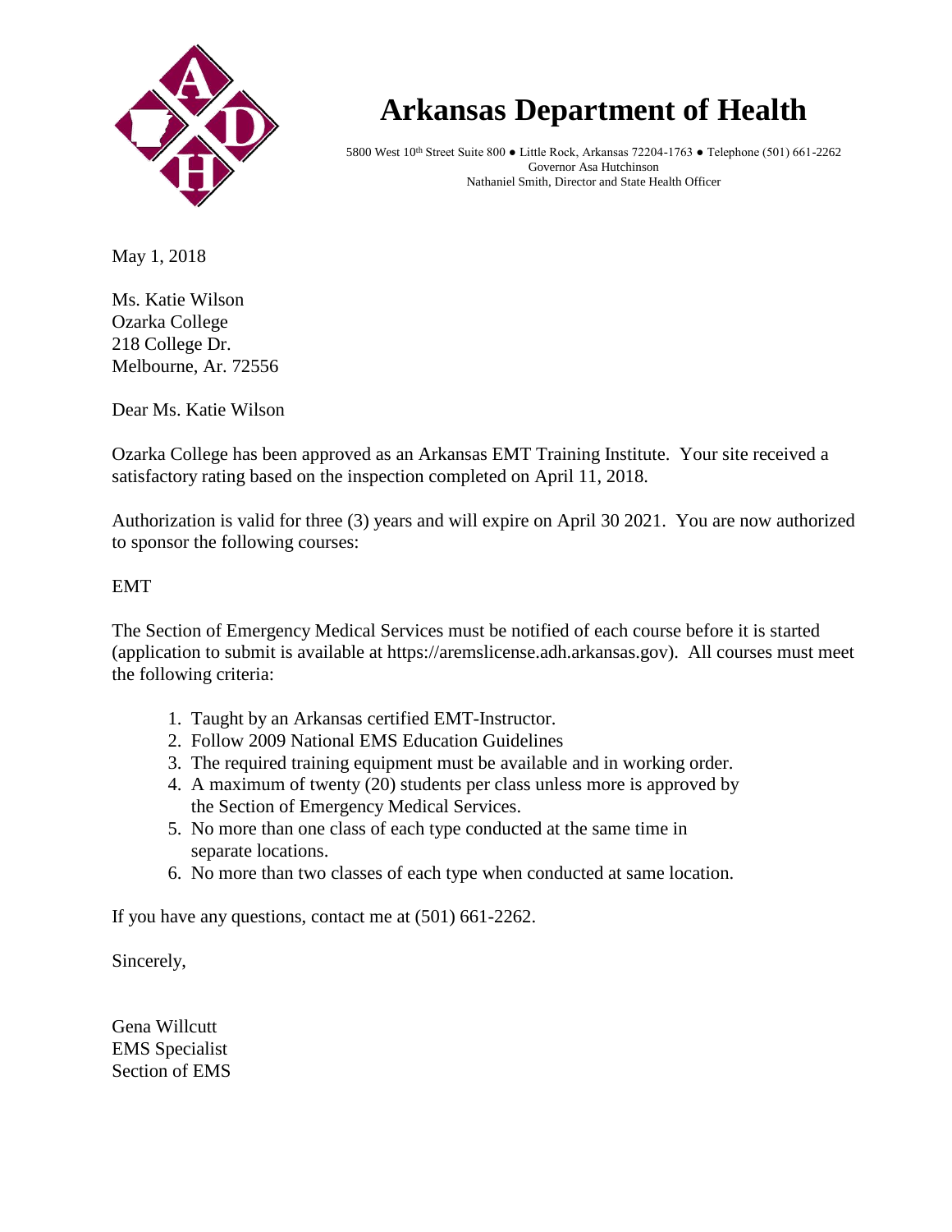# Arkansas Department of Health

5800 West 10th Street Suite 800 ● Little Rock, Arkansas 72204-1763 ● Telephone (501) 661-2262
Governor Asa Hutchinson
Nathaniel Smith, Director and State Health Officer

May 1, 2018

Ms. Katie Wilson
Ozarka College
218 College Dr.
Melbourne, Ar. 72556

Dear Ms. Katie Wilson

Ozarka College has been approved as an Arkansas EMT Training Institute. Your site received a satisfactory rating based on the inspection completed on April 11, 2018.

Authorization is valid for three (3) years and will expire on April 30 2021. You are now authorized to sponsor the following courses:

EMT

The Section of Emergency Medical Services must be notified of each course before it is started (application to submit is available at https://aremslicense.adh.arkansas.gov). All courses must meet the following criteria:

1. Taught by an Arkansas certified EMT-Instructor.
2. Follow 2009 National EMS Education Guidelines
3. The required training equipment must be available and in working order.
4. A maximum of twenty (20) students per class unless more is approved by the Section of Emergency Medical Services.
5. No more than one class of each type conducted at the same time in separate locations.
6. No more than two classes of each type when conducted at same location.

If you have any questions, contact me at (501) 661-2262.

Sincerely,

Gena Willcutt
EMS Specialist
Section of EMS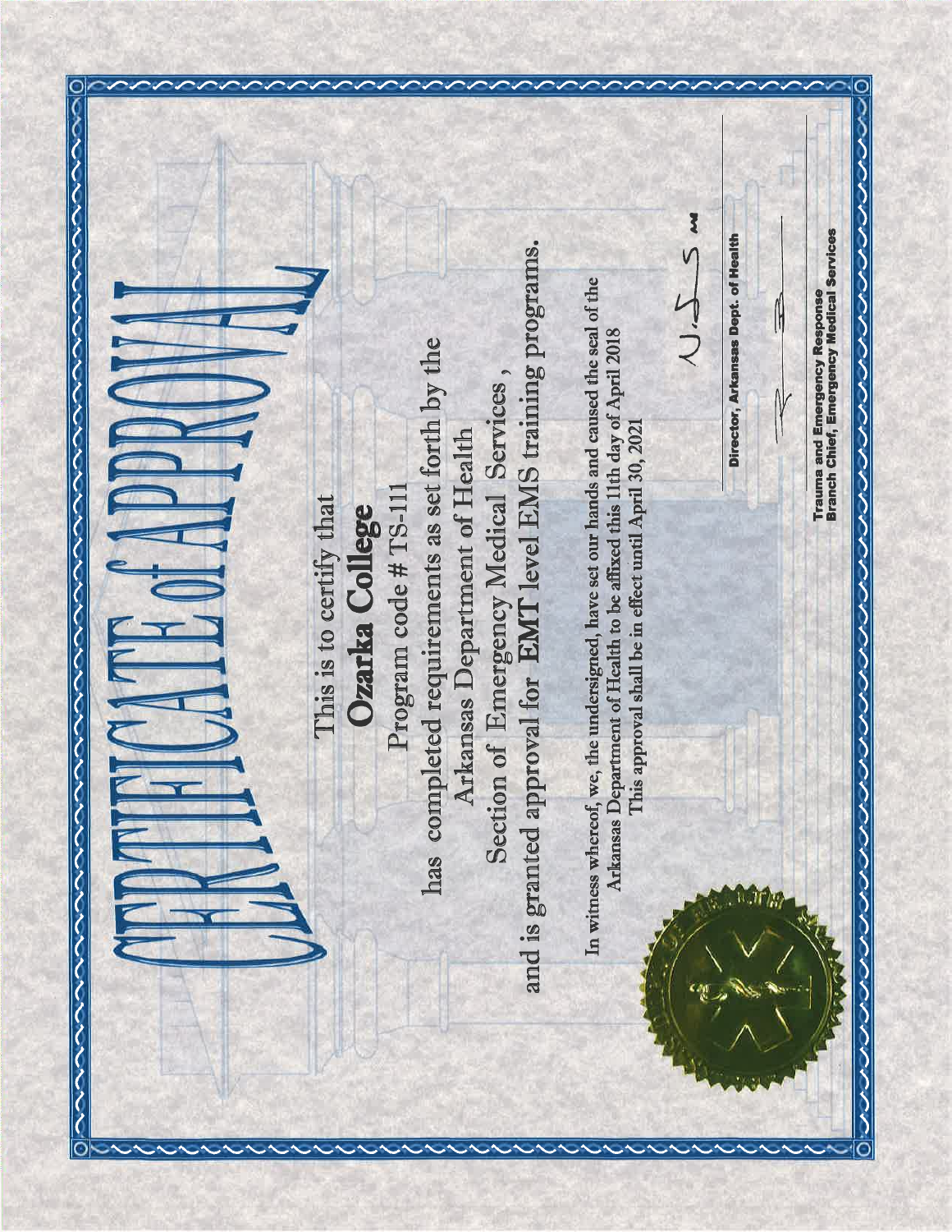# CERTIFICATE of APPROVAL

This is to certify that

**Ozarka College**

Program code # TS-111

has completed requirements as set forth by the

Arkansas Department of Health

Section of Emergency Medical Services ,

and is granted approval for **EMT** level EMS training programs.

In witness whereof, we, the undersigned, have set our hands and caused the seal of the Arkansas Department of Health to be affixed this 11th day of April 2018

This approval shall be in effect until April 30, 2021

Director, Arkansas Dept. of Health

Trauma and Emergency Response
Branch Chief, Emergency Medical Services